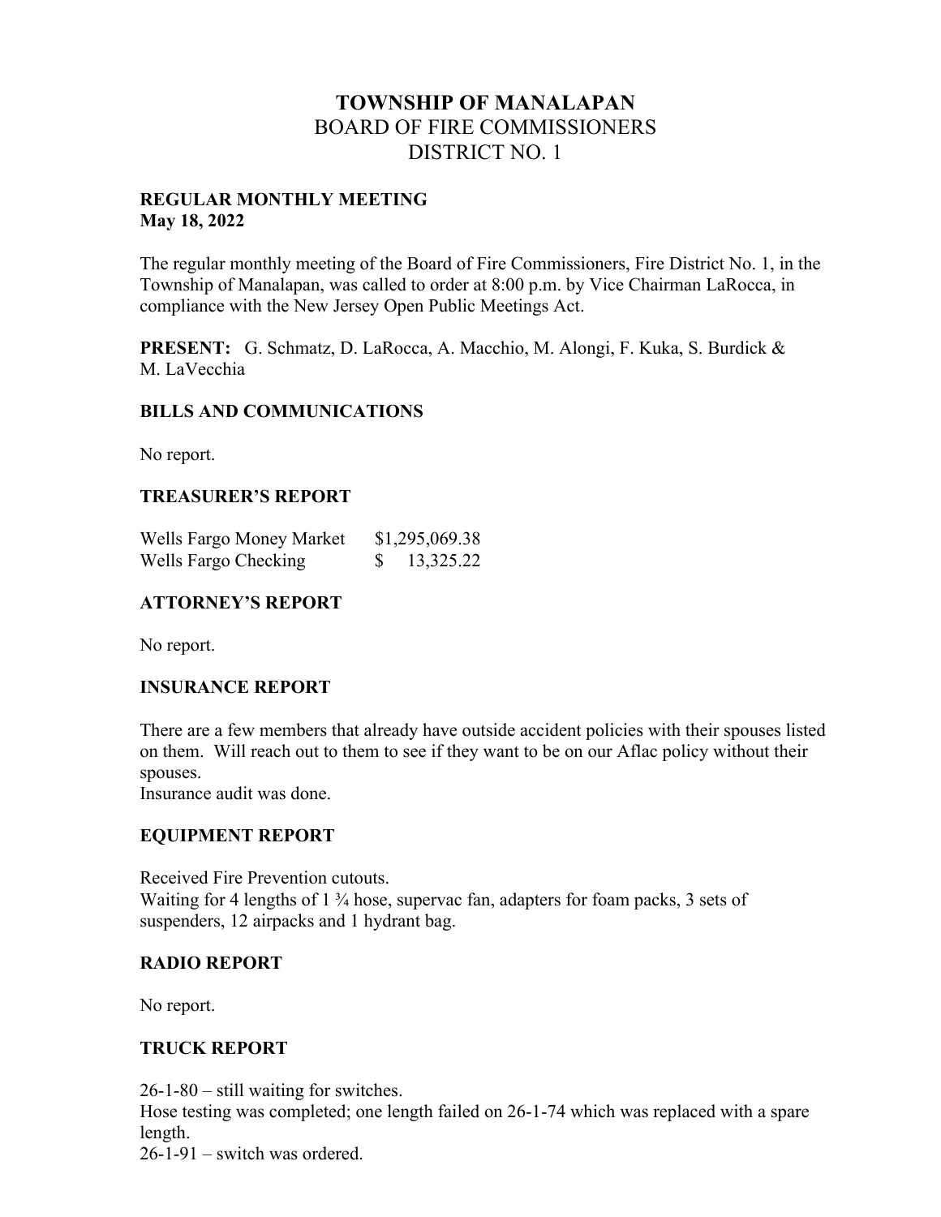# TOWNSHIP OF MANALAPAN
## BOARD OF FIRE COMMISSIONERS
## DISTRICT NO. 1

**REGULAR MONTHLY MEETING**
**May 18, 2022**

The regular monthly meeting of the Board of Fire Commissioners, Fire District No. 1, in the Township of Manalapan, was called to order at 8:00 p.m. by Vice Chairman LaRocca, in compliance with the New Jersey Open Public Meetings Act.

**PRESENT:** G. Schmatz, D. LaRocca, A. Macchio, M. Alongi, F. Kuka, S. Burdick & M. LaVecchia

### BILLS AND COMMUNICATIONS

No report.

### TREASURER'S REPORT

| | |
|---|---|
| Wells Fargo Money Market | $1,295,069.38 |
| Wells Fargo Checking | $ 13,325.22 |

### ATTORNEY'S REPORT

No report.

### INSURANCE REPORT

There are a few members that already have outside accident policies with their spouses listed on them. Will reach out to them to see if they want to be on our Aflac policy without their spouses.
Insurance audit was done.

### EQUIPMENT REPORT

Received Fire Prevention cutouts.
Waiting for 4 lengths of 1 ¾ hose, supervac fan, adapters for foam packs, 3 sets of suspenders, 12 airpacks and 1 hydrant bag.

### RADIO REPORT

No report.

### TRUCK REPORT

26-1-80 – still waiting for switches.
Hose testing was completed; one length failed on 26-1-74 which was replaced with a spare length.
26-1-91 – switch was ordered.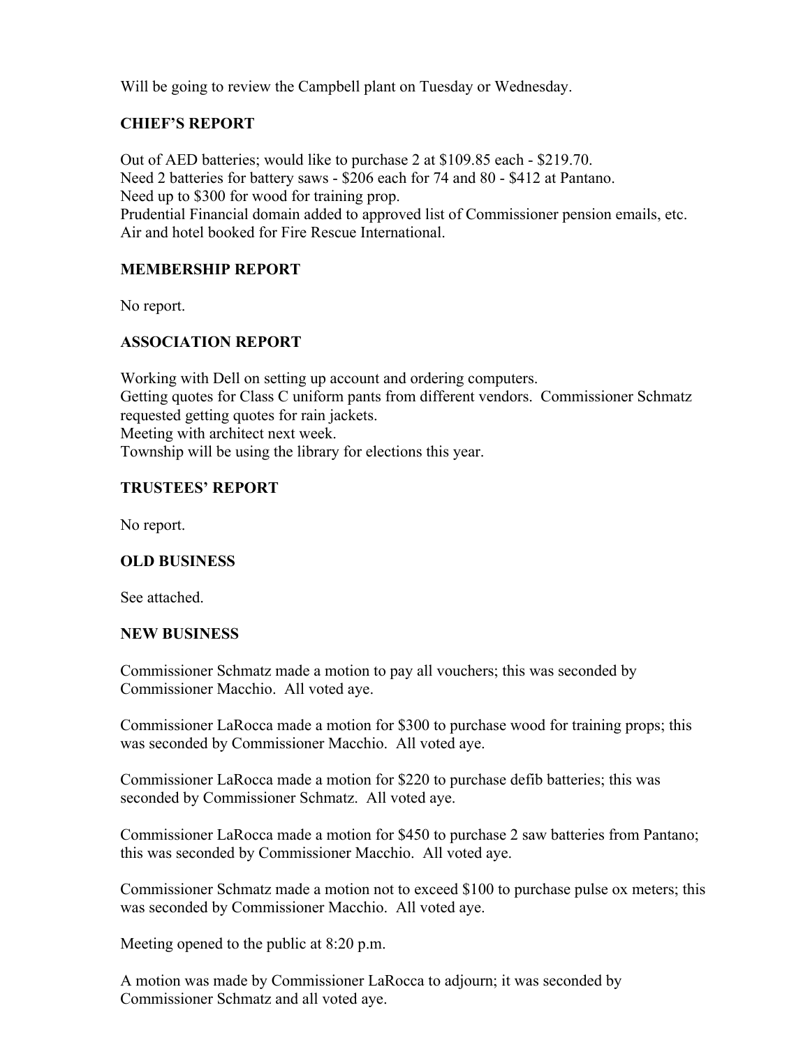Will be going to review the Campbell plant on Tuesday or Wednesday.

**CHIEF'S REPORT**

Out of AED batteries; would like to purchase 2 at $109.85 each - $219.70.
Need 2 batteries for battery saws - $206 each for 74 and 80 - $412 at Pantano.
Need up to $300 for wood for training prop.
Prudential Financial domain added to approved list of Commissioner pension emails, etc.
Air and hotel booked for Fire Rescue International.

**MEMBERSHIP REPORT**

No report.

**ASSOCIATION REPORT**

Working with Dell on setting up account and ordering computers.
Getting quotes for Class C uniform pants from different vendors. Commissioner Schmatz requested getting quotes for rain jackets.
Meeting with architect next week.
Township will be using the library for elections this year.

**TRUSTEES' REPORT**

No report.

**OLD BUSINESS**

See attached.

**NEW BUSINESS**

Commissioner Schmatz made a motion to pay all vouchers; this was seconded by Commissioner Macchio. All voted aye.

Commissioner LaRocca made a motion for $300 to purchase wood for training props; this was seconded by Commissioner Macchio. All voted aye.

Commissioner LaRocca made a motion for $220 to purchase defib batteries; this was seconded by Commissioner Schmatz. All voted aye.

Commissioner LaRocca made a motion for $450 to purchase 2 saw batteries from Pantano; this was seconded by Commissioner Macchio. All voted aye.

Commissioner Schmatz made a motion not to exceed $100 to purchase pulse ox meters; this was seconded by Commissioner Macchio. All voted aye.

Meeting opened to the public at 8:20 p.m.

A motion was made by Commissioner LaRocca to adjourn; it was seconded by Commissioner Schmatz and all voted aye.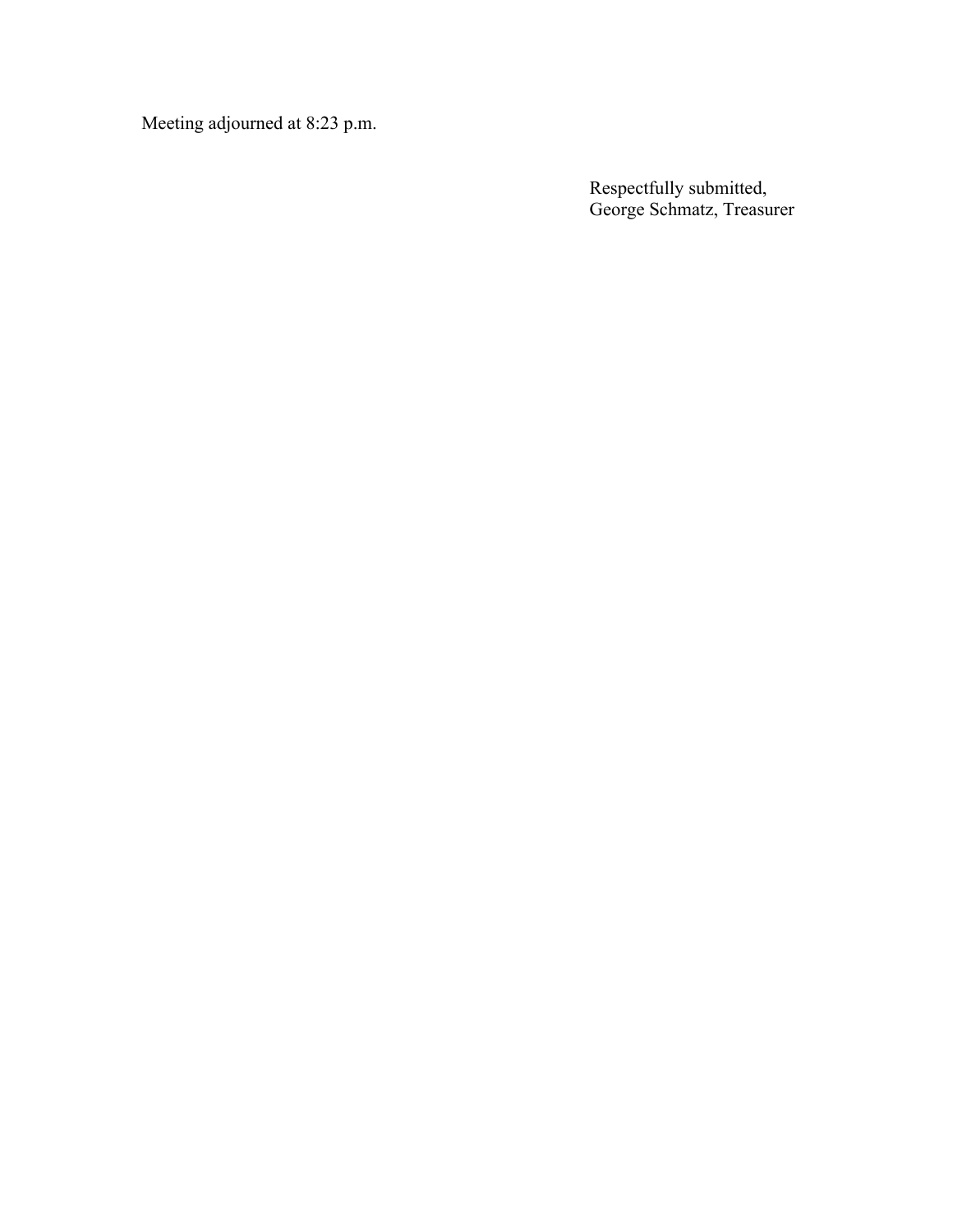Meeting adjourned at 8:23 p.m.

Respectfully submitted,
George Schmatz, Treasurer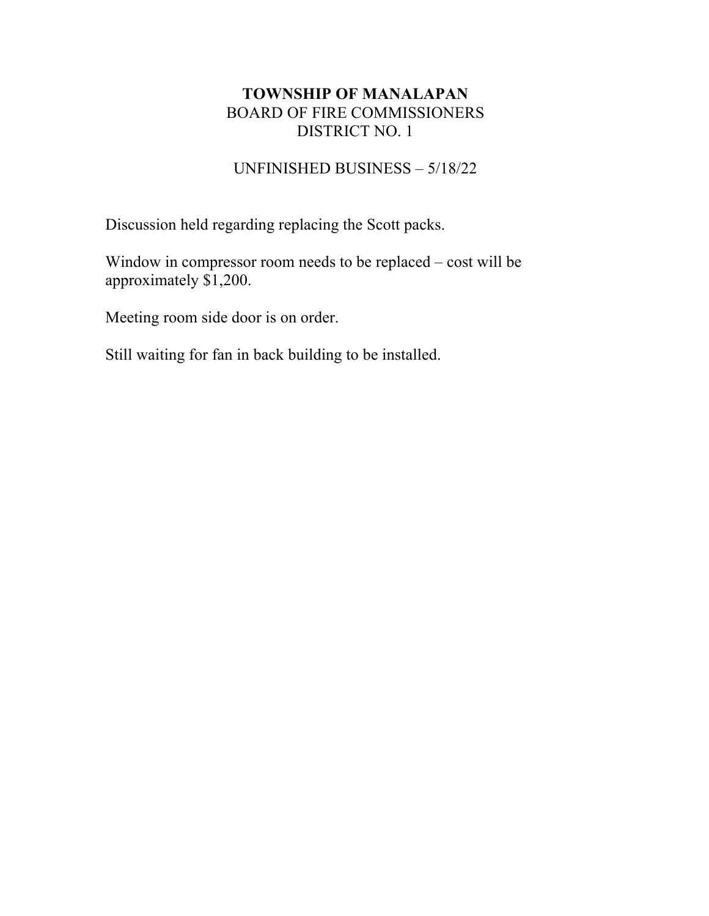**TOWNSHIP OF MANALAPAN**
BOARD OF FIRE COMMISSIONERS
DISTRICT NO. 1

UNFINISHED BUSINESS – 5/18/22

Discussion held regarding replacing the Scott packs.

Window in compressor room needs to be replaced – cost will be approximately $1,200.

Meeting room side door is on order.

Still waiting for fan in back building to be installed.